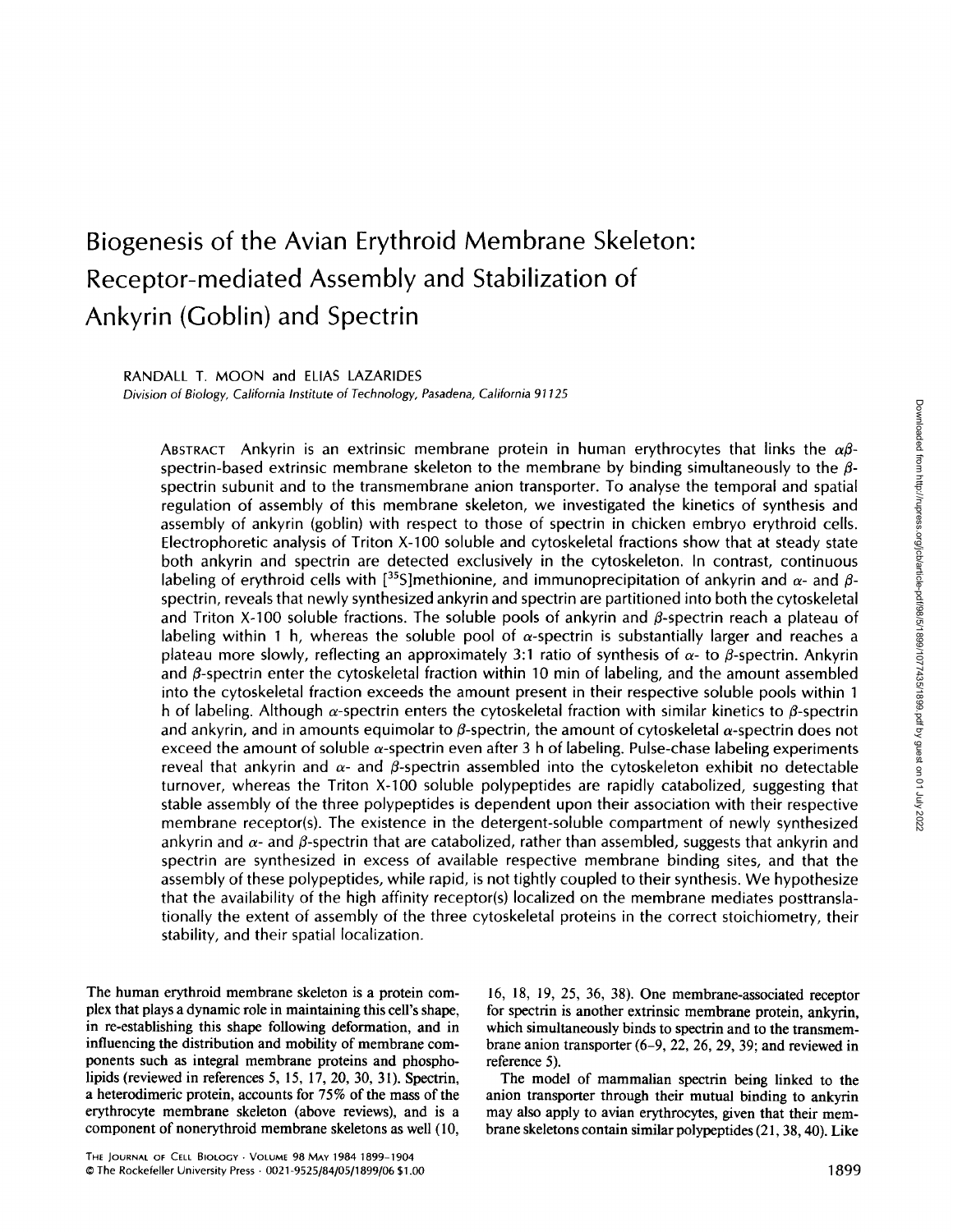# Biogenesis of the Avian Erythroid Membrane Skeleton: Receptor-mediated Assembly and Stabilization of Ankyrin (Goblin) and Spectrin

RANDALL T. MOON and ELIAS LAZARIDES

*Division of Biology, California Institute of Technology, Pasadena, California 91125*

ABSTRACT Ankyrin is an extrinsic membrane protein in human erythrocytes that links the $\alpha\beta$-spectrin-based extrinsic membrane skeleton to the membrane by binding simultaneously to the $\beta$-spectrin subunit and to the transmembrane anion transporter. To analyse the temporal and spatial regulation of assembly of this membrane skeleton, we investigated the kinetics of synthesis and assembly of ankyrin (goblin) with respect to those of spectrin in chicken embryo erythroid cells. Electrophoretic analysis of Triton X-100 soluble and cytoskeletal fractions show that at steady state both ankyrin and spectrin are detected exclusively in the cytoskeleton. In contrast, continuous labeling of erythroid cells with [$^{35}$S]methionine, and immunoprecipitation of ankyrin and $\alpha$- and $\beta$-spectrin, reveals that newly synthesized ankyrin and spectrin are partitioned into both the cytoskeletal and Triton X-100 soluble fractions. The soluble pools of ankyrin and $\beta$-spectrin reach a plateau of labeling within 1 h, whereas the soluble pool of $\alpha$-spectrin is substantially larger and reaches a plateau more slowly, reflecting an approximately 3:1 ratio of synthesis of $\alpha$- to $\beta$-spectrin. Ankyrin and $\beta$-spectrin enter the cytoskeletal fraction within 10 min of labeling, and the amount assembled into the cytoskeletal fraction exceeds the amount present in their respective soluble pools within 1 h of labeling. Although $\alpha$-spectrin enters the cytoskeletal fraction with similar kinetics to $\beta$-spectrin and ankyrin, and in amounts equimolar to $\beta$-spectrin, the amount of cytoskeletal $\alpha$-spectrin does not exceed the amount of soluble $\alpha$-spectrin even after 3 h of labeling. Pulse-chase labeling experiments reveal that ankyrin and $\alpha$- and $\beta$-spectrin assembled into the cytoskeleton exhibit no detectable turnover, whereas the Triton X-100 soluble polypeptides are rapidly catabolized, suggesting that stable assembly of the three polypeptides is dependent upon their association with their respective membrane receptor(s). The existence in the detergent-soluble compartment of newly synthesized ankyrin and $\alpha$- and $\beta$-spectrin that are catabolized, rather than assembled, suggests that ankyrin and spectrin are synthesized in excess of available respective membrane binding sites, and that the assembly of these polypeptides, while rapid, is not tightly coupled to their synthesis. We hypothesize that the availability of the high affinity receptor(s) localized on the membrane mediates posttranslationally the extent of assembly of the three cytoskeletal proteins in the correct stoichiometry, their stability, and their spatial localization.

The human erythroid membrane skeleton is a protein complex that plays a dynamic role in maintaining this cell's shape, in re-establishing this shape following deformation, and in influencing the distribution and mobility of membrane components such as integral membrane proteins and phospholipids (reviewed in references 5, 15, 17, 20, 30, 31). Spectrin, a heterodimeric protein, accounts for 75% of the mass of the erythrocyte membrane skeleton (above reviews), and is a component of nonerythroid membrane skeletons as well (10, 16, 18, 19, 25, 36, 38). One membrane-associated receptor for spectrin is another extrinsic membrane protein, ankyrin, which simultaneously binds to spectrin and to the transmembrane anion transporter (6–9, 22, 26, 29, 39; and reviewed in reference 5).

The model of mammalian spectrin being linked to the anion transporter through their mutual binding to ankyrin may also apply to avian erythrocytes, given that their membrane skeletons contain similar polypeptides (21, 38, 40). Like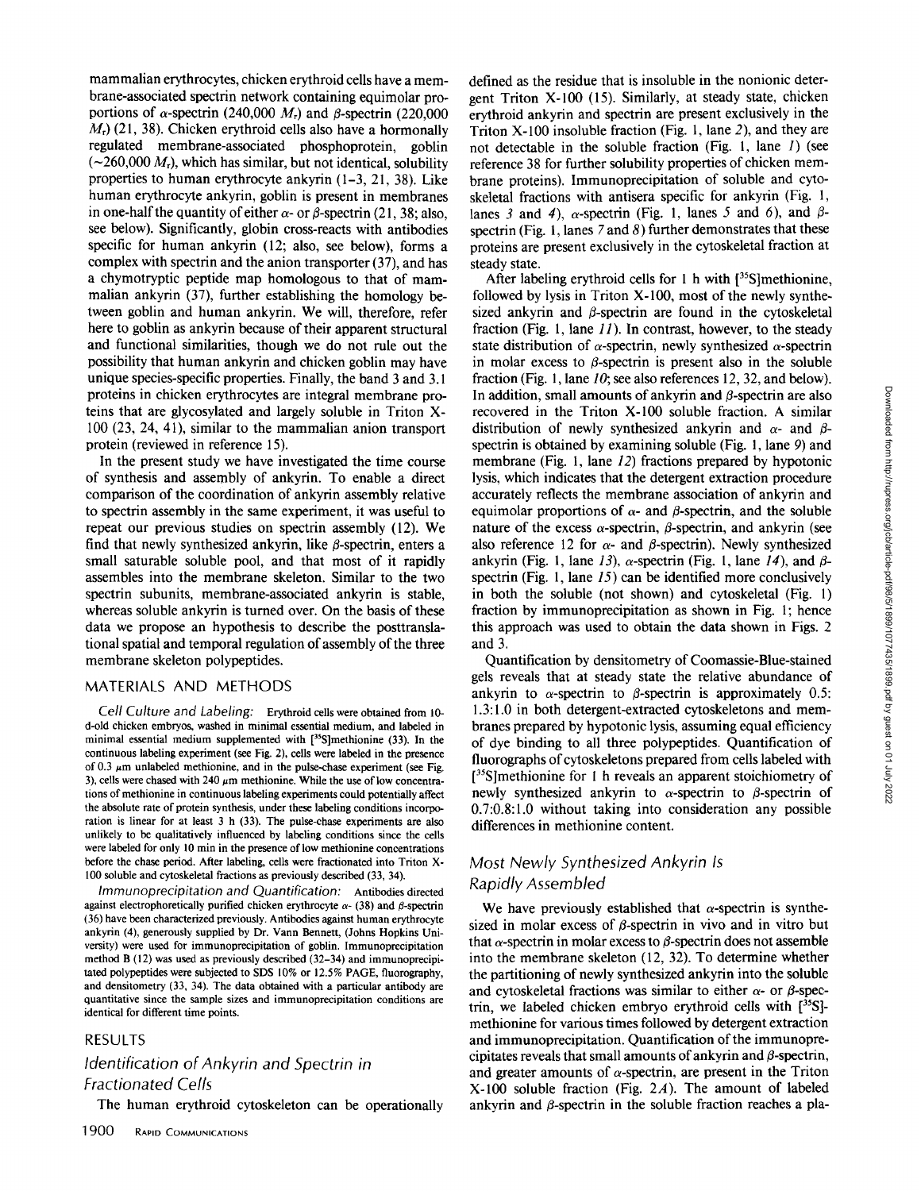mammalian erythrocytes, chicken erythroid cells have a membrane-associated spectrin network containing equimolar proportions of α-spectrin (240,000 $M_r$) and β-spectrin (220,000 $M_r$) (21, 38). Chicken erythroid cells also have a hormonally regulated membrane-associated phosphoprotein, goblin (~260,000 $M_r$), which has similar, but not identical, solubility properties to human erythrocyte ankyrin (1–3, 21, 38). Like human erythrocyte ankyrin, goblin is present in membranes in one-half the quantity of either α- or β-spectrin (21, 38; also, see below). Significantly, globin cross-reacts with antibodies specific for human ankyrin (12; also, see below), forms a complex with spectrin and the anion transporter (37), and has a chymotryptic peptide map homologous to that of mammalian ankyrin (37), further establishing the homology between goblin and human ankyrin. We will, therefore, refer here to goblin as ankyrin because of their apparent structural and functional similarities, though we do not rule out the possibility that human ankyrin and chicken goblin may have unique species-specific properties. Finally, the band 3 and 3.1 proteins in chicken erythrocytes are integral membrane proteins that are glycosylated and largely soluble in Triton X-100 (23, 24, 41), similar to the mammalian anion transport protein (reviewed in reference 15).

In the present study we have investigated the time course of synthesis and assembly of ankyrin. To enable a direct comparison of the coordination of ankyrin assembly relative to spectrin assembly in the same experiment, it was useful to repeat our previous studies on spectrin assembly (12). We find that newly synthesized ankyrin, like β-spectrin, enters a small saturable soluble pool, and that most of it rapidly assembles into the membrane skeleton. Similar to the two spectrin subunits, membrane-associated ankyrin is stable, whereas soluble ankyrin is turned over. On the basis of these data we propose an hypothesis to describe the posttranslational spatial and temporal regulation of assembly of the three membrane skeleton polypeptides.

## MATERIALS AND METHODS

*Cell Culture and Labeling:* Erythroid cells were obtained from 10-d-old chicken embryos, washed in minimal essential medium, and labeled in minimal essential medium supplemented with [$^{35}$S]methionine (33). In the continuous labeling experiment (see Fig. 2), cells were labeled in the presence of 0.3 μm unlabeled methionine, and in the pulse-chase experiment (see Fig. 3), cells were chased with 240 μm methionine. While the use of low concentrations of methionine in continuous labeling experiments could potentially affect the absolute rate of protein synthesis, under these labeling conditions incorporation is linear for at least 3 h (33). The pulse-chase experiments are also unlikely to be qualitatively influenced by labeling conditions since the cells were labeled for only 10 min in the presence of low methionine concentrations before the chase period. After labeling, cells were fractionated into Triton X-100 soluble and cytoskeletal fractions as previously described (33, 34).

*Immunoprecipitation and Quantification:* Antibodies directed against electrophoretically purified chicken erythrocyte α- (38) and β-spectrin (36) have been characterized previously. Antibodies against human erythrocyte ankyrin (4), generously supplied by Dr. Vann Bennett (Johns Hopkins University) were used for immunoprecipitation of goblin. Immunoprecipitation method B (12) was used as previously described (32–34) and immunoprecipitated polypeptides were subjected to SDS 10% or 12.5% PAGE, fluorography, and densitometry (33, 34). The data obtained with a particular antibody are quantitative since the sample sizes and immunoprecipitation conditions are identical for different time points.

## RESULTS

### Identification of Ankyrin and Spectrin in Fractionated Cells

The human erythroid cytoskeleton can be operationally defined as the residue that is insoluble in the nonionic detergent Triton X-100 (15). Similarly, at steady state, chicken erythroid ankyrin and spectrin are present exclusively in the Triton X-100 insoluble fraction (Fig. 1, lane *2*), and they are not detectable in the soluble fraction (Fig. 1, lane *1*) (see reference 38 for further solubility properties of chicken membrane proteins). Immunoprecipitation of soluble and cytoskeletal fractions with antisera specific for ankyrin (Fig. 1, lanes *3* and *4*), α-spectrin (Fig. 1, lanes *5* and *6*), and β-spectrin (Fig. 1, lanes *7* and *8*) further demonstrates that these proteins are present exclusively in the cytoskeletal fraction at steady state.

After labeling erythroid cells for 1 h with [$^{35}$S]methionine, followed by lysis in Triton X-100, most of the newly synthesized ankyrin and β-spectrin are found in the cytoskeletal fraction (Fig. 1, lane *11*). In contrast, however, to the steady state distribution of α-spectrin, newly synthesized α-spectrin in molar excess to β-spectrin is present also in the soluble fraction (Fig. 1, lane *10*; see also references 12, 32, and below). In addition, small amounts of ankyrin and β-spectrin are also recovered in the Triton X-100 soluble fraction. A similar distribution of newly synthesized ankyrin and α- and β-spectrin is obtained by examining soluble (Fig. 1, lane *9*) and membrane (Fig. 1, lane *12*) fractions prepared by hypotonic lysis, which indicates that the detergent extraction procedure accurately reflects the membrane association of ankyrin and equimolar proportions of α- and β-spectrin, and the soluble nature of the excess α-spectrin, β-spectrin, and ankyrin (see also reference 12 for α- and β-spectrin). Newly synthesized ankyrin (Fig. 1, lane *13*), α-spectrin (Fig. 1, lane *14*), and β-spectrin (Fig. 1, lane *15*) can be identified more conclusively in both the soluble (not shown) and cytoskeletal (Fig. 1) fraction by immunoprecipitation as shown in Fig. 1; hence this approach was used to obtain the data shown in Figs. 2 and 3.

Quantification by densitometry of Coomassie-Blue-stained gels reveals that at steady state the relative abundance of ankyrin to α-spectrin to β-spectrin is approximately 0.5:1.3:1.0 in both detergent-extracted cytoskeletons and membranes prepared by hypotonic lysis, assuming equal efficiency of dye binding to all three polypeptides. Quantification of fluorographs of cytoskeletons prepared from cells labeled with [$^{35}$S]methionine for 1 h reveals an apparent stoichiometry of newly synthesized ankyrin to α-spectrin to β-spectrin of 0.7:0.8:1.0 without taking into consideration any possible differences in methionine content.

### Most Newly Synthesized Ankyrin Is Rapidly Assembled

We have previously established that α-spectrin is synthesized in molar excess of β-spectrin in vivo and in vitro but that α-spectrin in molar excess to β-spectrin does not assemble into the membrane skeleton (12, 32). To determine whether the partitioning of newly synthesized ankyrin into the soluble and cytoskeletal fractions was similar to either α- or β-spectrin, we labeled chicken embryo erythroid cells with [$^{35}$S]-methionine for various times followed by detergent extraction and immunoprecipitation. Quantification of the immunoprecipitates reveals that small amounts of ankyrin and β-spectrin, and greater amounts of α-spectrin, are present in the Triton X-100 soluble fraction (Fig. 2*A*). The amount of labeled ankyrin and β-spectrin in the soluble fraction reaches a pla-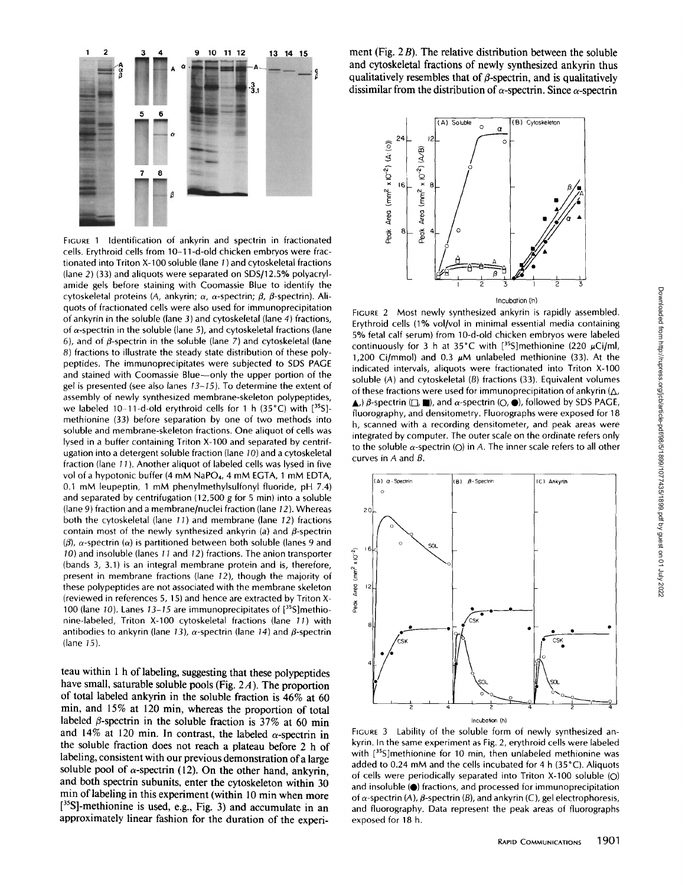FIGURE 1 Identification of ankyrin and spectrin in fractionated cells. Erythroid cells from 10–11-d-old chicken embryos were fractionated into Triton X-100 soluble (lane *1*) and cytoskeletal fractions (lane *2*) (33) and aliquots were separated on SDS/12.5% polyacrylamide gels before staining with Coomassie Blue to identify the cytoskeletal proteins (*A*, ankyrin; *α*, α-spectrin; *β*, β-spectrin). Aliquots of fractionated cells were also used for immunoprecipitation of ankyrin in the soluble (lane *3*) and cytoskeletal (lane *4*) fractions, of α-spectrin in the soluble (lane *5*), and cytoskeletal fractions (lane *6*), and of β-spectrin in the soluble (lane *7*) and cytoskeletal (lane *8*) fractions to illustrate the steady state distribution of these polypeptides. The immunoprecipitates were subjected to SDS PAGE and stained with Coomassie Blue—only the upper portion of the gel is presented (see also lanes *13–15*). To determine the extent of assembly of newly synthesized membrane-skeleton polypeptides, we labeled 10–11-d-old erythroid cells for 1 h (35°C) with [$^{35}$S]-methionine (33) before separation by one of two methods into soluble and membrane-skeleton fractions. One aliquot of cells was lysed in a buffer containing Triton X-100 and separated by centrifugation into a detergent soluble fraction (lane *10*) and a cytoskeletal fraction (lane *11*). Another aliquot of labeled cells was lysed in five vol of a hypotonic buffer (4 mM $NaPO_4$, 4 mM EGTA, 1 mM EDTA, 0.1 mM leupeptin, 1 mM phenylmethylsulfonyl fluoride, pH 7.4) and separated by centrifugation (12,500 *g* for 5 min) into a soluble (lane *9*) fraction and a membrane/nuclei fraction (lane *12*). Whereas both the cytoskeletal (lane *11*) and membrane (lane *12*) fractions contain most of the newly synthesized ankyrin (*a*) and β-spectrin (*β*), α-spectrin (*α*) is partitioned between both soluble (lanes *9* and *10*) and insoluble (lanes *11* and *12*) fractions. The anion transporter (bands 3, 3.1) is an integral membrane protein and is, therefore, present in membrane fractions (lane *12*), though the majority of these polypeptides are not associated with the membrane skeleton (reviewed in references 5, 15) and hence are extracted by Triton X-100 (lane *10*). Lanes *13–15* are immunoprecipitates of [$^{35}$S]methionine-labeled, Triton X-100 cytoskeletal fractions (lane *11*) with antibodies to ankyrin (lane *13*), α-spectrin (lane *14*) and β-spectrin (lane *15*).

teau within 1 h of labeling, suggesting that these polypeptides have small, saturable soluble pools (Fig. 2*A*). The proportion of total labeled ankyrin in the soluble fraction is 46% at 60 min, and 15% at 120 min, whereas the proportion of total labeled β-spectrin in the soluble fraction is 37% at 60 min and 14% at 120 min. In contrast, the labeled α-spectrin in the soluble fraction does not reach a plateau before 2 h of labeling, consistent with our previous demonstration of a large soluble pool of α-spectrin (12). On the other hand, ankyrin, and both spectrin subunits, enter the cytoskeleton within 30 min of labeling in this experiment (within 10 min when more [$^{35}$S]-methionine is used, e.g., Fig. 3) and accumulate in an approximately linear fashion for the duration of the experiment (Fig. 2*B*). The relative distribution between the soluble and cytoskeletal fractions of newly synthesized ankyrin thus qualitatively resembles that of β-spectrin, and is qualitatively dissimilar from the distribution of α-spectrin. Since α-spectrin

FIGURE 2 Most newly synthesized ankyrin is rapidly assembled. Erythroid cells (1% vol/vol in minimal essential media containing 5% fetal calf serum) from 10-d-old chicken embryos were labeled continuously for 3 h at 35°C with [$^{35}$S]methionine (220 μCi/ml, 1,200 Ci/mmol) and 0.3 μM unlabeled methionine (33). At the indicated intervals, aliquots were fractionated into Triton X-100 soluble (*A*) and cytoskeletal (*B*) fractions (33). Equivalent volumes of these fractions were used for immunoprecipitation of ankyrin (△, ▲,) β-spectrin (□, ■), and α-spectrin (○, ●), followed by SDS PAGE, fluorography, and densitometry. Fluorographs were exposed for 18 h, scanned with a recording densitometer, and peak areas were integrated by computer. The outer scale on the ordinate refers only to the soluble α-spectrin (○) in *A*. The inner scale refers to all other curves in *A* and *B*.

FIGURE 3 Lability of the soluble form of newly synthesized ankyrin. In the same experiment as Fig. 2, erythroid cells were labeled with [$^{35}$S]methionine for 10 min, then unlabeled methionine was added to 0.24 mM and the cells incubated for 4 h (35°C). Aliquots of cells were periodically separated into Triton X-100 soluble (○) and insoluble (●) fractions, and processed for immunoprecipitation of α-spectrin (*A*), β-spectrin (*B*), and ankyrin (*C*), gel electrophoresis, and fluorography. Data represent the peak areas of fluorographs exposed for 18 h.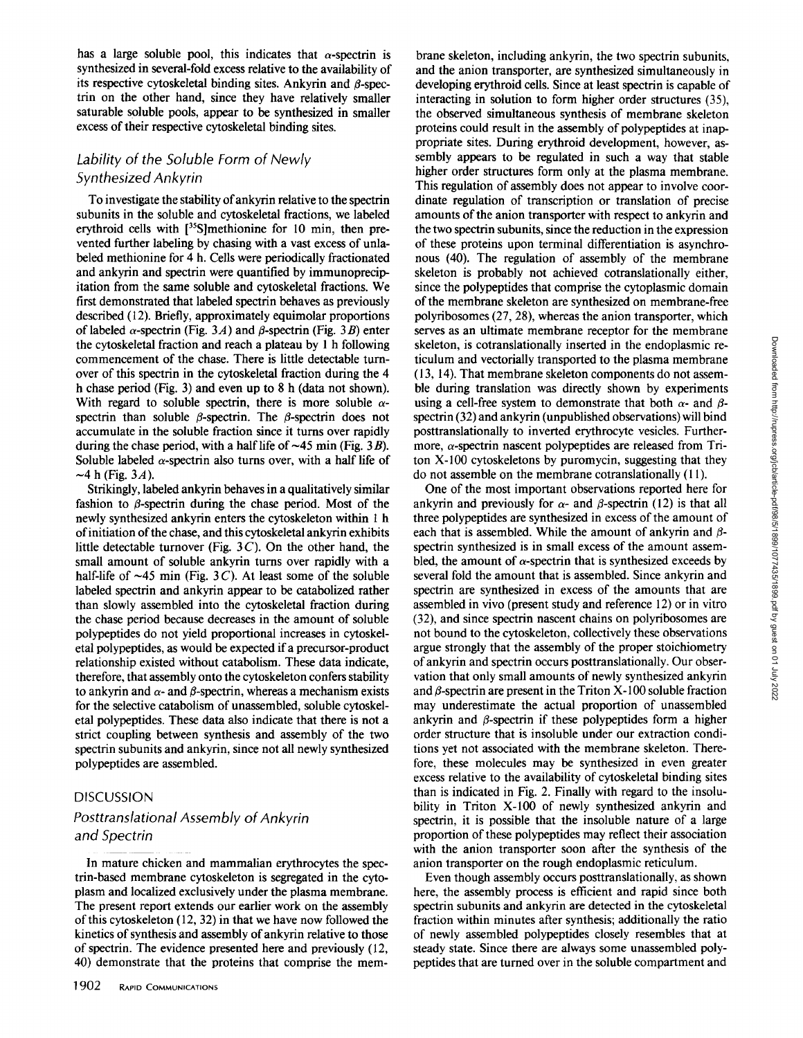has a large soluble pool, this indicates that α-spectrin is synthesized in several-fold excess relative to the availability of its respective cytoskeletal binding sites. Ankyrin and β-spectrin on the other hand, since they have relatively smaller saturable soluble pools, appear to be synthesized in smaller excess of their respective cytoskeletal binding sites.

### *Lability of the Soluble Form of Newly Synthesized Ankyrin*

To investigate the stability of ankyrin relative to the spectrin subunits in the soluble and cytoskeletal fractions, we labeled erythroid cells with [$^{35}$S]methionine for 10 min, then prevented further labeling by chasing with a vast excess of unlabeled methionine for 4 h. Cells were periodically fractionated and ankyrin and spectrin were quantified by immunoprecipitation from the same soluble and cytoskeletal fractions. We first demonstrated that labeled spectrin behaves as previously described (12). Briefly, approximately equimolar proportions of labeled α-spectrin (Fig. 3*A*) and β-spectrin (Fig. 3*B*) enter the cytoskeletal fraction and reach a plateau by 1 h following commencement of the chase. There is little detectable turnover of this spectrin in the cytoskeletal fraction during the 4 h chase period (Fig. 3) and even up to 8 h (data not shown). With regard to soluble spectrin, there is more soluble α-spectrin than soluble β-spectrin. The β-spectrin does not accumulate in the soluble fraction since it turns over rapidly during the chase period, with a half life of ~45 min (Fig. 3*B*). Soluble labeled α-spectrin also turns over, with a half life of ~4 h (Fig. 3*A*).

Strikingly, labeled ankyrin behaves in a qualitatively similar fashion to β-spectrin during the chase period. Most of the newly synthesized ankyrin enters the cytoskeleton within 1 h of initiation of the chase, and this cytoskeletal ankyrin exhibits little detectable turnover (Fig. 3*C*). On the other hand, the small amount of soluble ankyrin turns over rapidly with a half-life of ~45 min (Fig. 3*C*). At least some of the soluble labeled spectrin and ankyrin appear to be catabolized rather than slowly assembled into the cytoskeletal fraction during the chase period because decreases in the amount of soluble polypeptides do not yield proportional increases in cytoskeletal polypeptides, as would be expected if a precursor-product relationship existed without catabolism. These data indicate, therefore, that assembly onto the cytoskeleton confers stability to ankyrin and α- and β-spectrin, whereas a mechanism exists for the selective catabolism of unassembled, soluble cytoskeletal polypeptides. These data also indicate that there is not a strict coupling between synthesis and assembly of the two spectrin subunits and ankyrin, since not all newly synthesized polypeptides are assembled.

## DISCUSSION

### *Posttranslational Assembly of Ankyrin and Spectrin*

In mature chicken and mammalian erythrocytes the spectrin-based membrane cytoskeleton is segregated in the cytoplasm and localized exclusively under the plasma membrane. The present report extends our earlier work on the assembly of this cytoskeleton (12, 32) in that we have now followed the kinetics of synthesis and assembly of ankyrin relative to those of spectrin. The evidence presented here and previously (12, 40) demonstrate that the proteins that comprise the membrane skeleton, including ankyrin, the two spectrin subunits, and the anion transporter, are synthesized simultaneously in developing erythroid cells. Since at least spectrin is capable of interacting in solution to form higher order structures (35), the observed simultaneous synthesis of membrane skeleton proteins could result in the assembly of polypeptides at inappropriate sites. During erythroid development, however, assembly appears to be regulated in such a way that stable higher order structures form only at the plasma membrane. This regulation of assembly does not appear to involve coordinate regulation of transcription or translation of precise amounts of the anion transporter with respect to ankyrin and the two spectrin subunits, since the reduction in the expression of these proteins upon terminal differentiation is asynchronous (40). The regulation of assembly of the membrane skeleton is probably not achieved cotranslationally either, since the polypeptides that comprise the cytoplasmic domain of the membrane skeleton are synthesized on membrane-free polyribosomes (27, 28), whereas the anion transporter, which serves as an ultimate membrane receptor for the membrane skeleton, is cotranslationally inserted in the endoplasmic reticulum and vectorially transported to the plasma membrane (13, 14). That membrane skeleton components do not assemble during translation was directly shown by experiments using a cell-free system to demonstrate that both α- and β-spectrin (32) and ankyrin (unpublished observations) will bind posttranslationally to inverted erythrocyte vesicles. Furthermore, α-spectrin nascent polypeptides are released from Triton X-100 cytoskeletons by puromycin, suggesting that they do not assemble on the membrane cotranslationally (11).

One of the most important observations reported here for ankyrin and previously for α- and β-spectrin (12) is that all three polypeptides are synthesized in excess of the amount of each that is assembled. While the amount of ankyrin and β-spectrin synthesized is in small excess of the amount assembled, the amount of α-spectrin that is synthesized exceeds by several fold the amount that is assembled. Since ankyrin and spectrin are synthesized in excess of the amounts that are assembled in vivo (present study and reference 12) or in vitro (32), and since spectrin nascent chains on polyribosomes are not bound to the cytoskeleton, collectively these observations argue strongly that the assembly of the proper stoichiometry of ankyrin and spectrin occurs posttranslationally. Our observation that only small amounts of newly synthesized ankyrin and β-spectrin are present in the Triton X-100 soluble fraction may underestimate the actual proportion of unassembled ankyrin and β-spectrin if these polypeptides form a higher order structure that is insoluble under our extraction conditions yet not associated with the membrane skeleton. Therefore, these molecules may be synthesized in even greater excess relative to the availability of cytoskeletal binding sites than is indicated in Fig. 2. Finally with regard to the insolubility in Triton X-100 of newly synthesized ankyrin and spectrin, it is possible that the insoluble nature of a large proportion of these polypeptides may reflect their association with the anion transporter soon after the synthesis of the anion transporter on the rough endoplasmic reticulum.

Even though assembly occurs posttranslationally, as shown here, the assembly process is efficient and rapid since both spectrin subunits and ankyrin are detected in the cytoskeletal fraction within minutes after synthesis; additionally the ratio of newly assembled polypeptides closely resembles that at steady state. Since there are always some unassembled polypeptides that are turned over in the soluble compartment and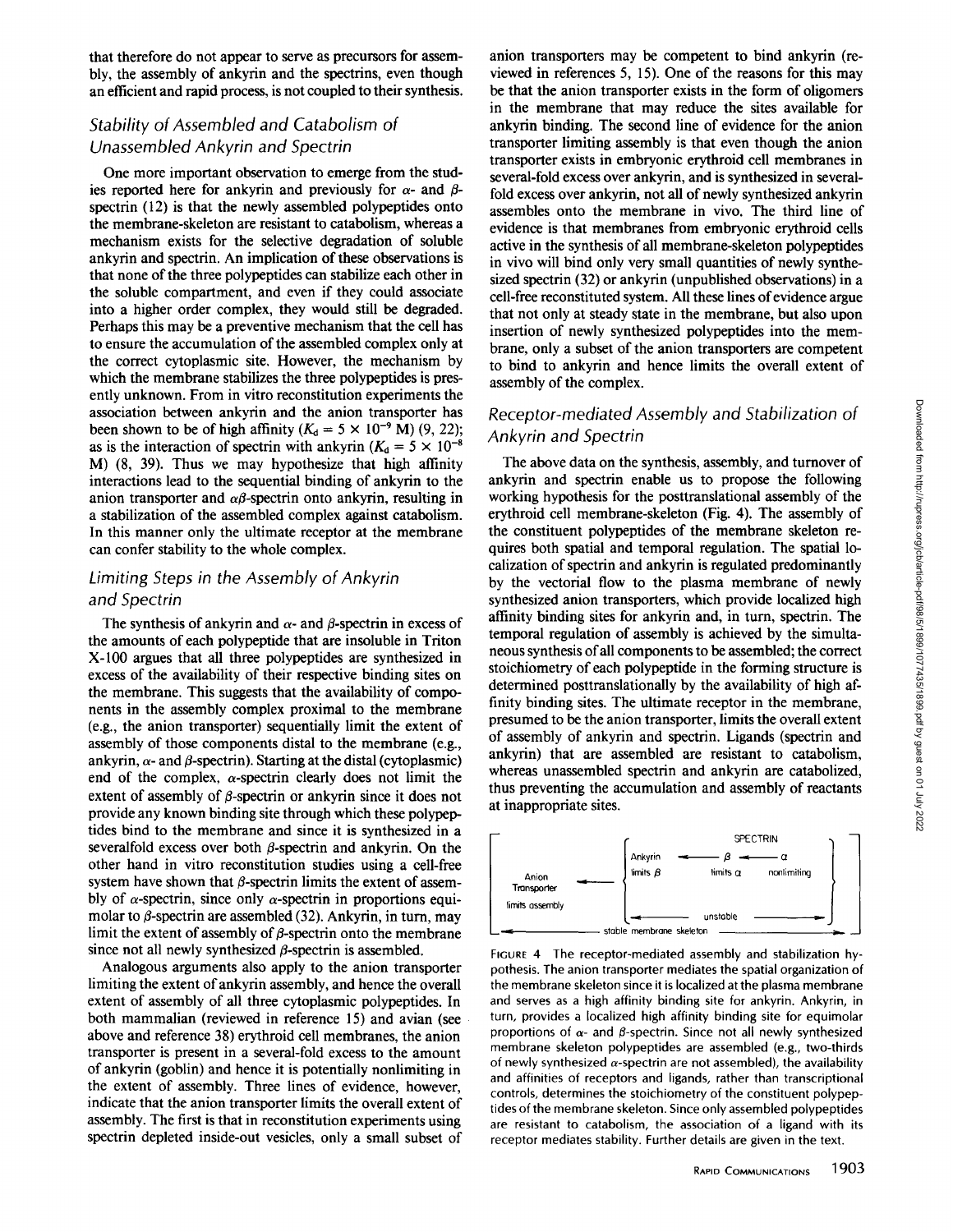that therefore do not appear to serve as precursors for assembly, the assembly of ankyrin and the spectrins, even though an efficient and rapid process, is not coupled to their synthesis.

## Stability of Assembled and Catabolism of Unassembled Ankyrin and Spectrin

One more important observation to emerge from the studies reported here for ankyrin and previously for $\alpha$- and $\beta$-spectrin (12) is that the newly assembled polypeptides onto the membrane-skeleton are resistant to catabolism, whereas a mechanism exists for the selective degradation of soluble ankyrin and spectrin. An implication of these observations is that none of the three polypeptides can stabilize each other in the soluble compartment, and even if they could associate into a higher order complex, they would still be degraded. Perhaps this may be a preventive mechanism that the cell has to ensure the accumulation of the assembled complex only at the correct cytoplasmic site. However, the mechanism by which the membrane stabilizes the three polypeptides is presently unknown. From in vitro reconstitution experiments the association between ankyrin and the anion transporter has been shown to be of high affinity ($K_d = 5 \times 10^{-9}$ M) (9, 22); as is the interaction of spectrin with ankyrin ($K_d = 5 \times 10^{-8}$ M) (8, 39). Thus we may hypothesize that high affinity interactions lead to the sequential binding of ankyrin to the anion transporter and $\alpha\beta$-spectrin onto ankyrin, resulting in a stabilization of the assembled complex against catabolism. In this manner only the ultimate receptor at the membrane can confer stability to the whole complex.

## Limiting Steps in the Assembly of Ankyrin and Spectrin

The synthesis of ankyrin and $\alpha$- and $\beta$-spectrin in excess of the amounts of each polypeptide that are insoluble in Triton X-100 argues that all three polypeptides are synthesized in excess of the availability of their respective binding sites on the membrane. This suggests that the availability of components in the assembly complex proximal to the membrane (e.g., the anion transporter) sequentially limit the extent of assembly of those components distal to the membrane (e.g., ankyrin, $\alpha$- and $\beta$-spectrin). Starting at the distal (cytoplasmic) end of the complex, $\alpha$-spectrin clearly does not limit the extent of assembly of $\beta$-spectrin or ankyrin since it does not provide any known binding site through which these polypeptides bind to the membrane and since it is synthesized in a severalfold excess over both $\beta$-spectrin and ankyrin. On the other hand in vitro reconstitution studies using a cell-free system have shown that $\beta$-spectrin limits the extent of assembly of $\alpha$-spectrin, since only $\alpha$-spectrin in proportions equimolar to $\beta$-spectrin are assembled (32). Ankyrin, in turn, may limit the extent of assembly of $\beta$-spectrin onto the membrane since not all newly synthesized $\beta$-spectrin is assembled.

Analogous arguments also apply to the anion transporter limiting the extent of ankyrin assembly, and hence the overall extent of assembly of all three cytoplasmic polypeptides. In both mammalian (reviewed in reference 15) and avian (see above and reference 38) erythroid cell membranes, the anion transporter is present in a several-fold excess to the amount of ankyrin (goblin) and hence it is potentially nonlimiting in the extent of assembly. Three lines of evidence, however, indicate that the anion transporter limits the overall extent of assembly. The first is that in reconstitution experiments using spectrin depleted inside-out vesicles, only a small subset of anion transporters may be competent to bind ankyrin (reviewed in references 5, 15). One of the reasons for this may be that the anion transporter exists in the form of oligomers in the membrane that may reduce the sites available for ankyrin binding. The second line of evidence for the anion transporter limiting assembly is that even though the anion transporter exists in embryonic erythroid cell membranes in several-fold excess over ankyrin, and is synthesized in several-fold excess over ankyrin, not all of newly synthesized ankyrin assembles onto the membrane in vivo. The third line of evidence is that membranes from embryonic erythroid cells active in the synthesis of all membrane-skeleton polypeptides in vivo will bind only very small quantities of newly synthesized spectrin (32) or ankyrin (unpublished observations) in a cell-free reconstituted system. All these lines of evidence argue that not only at steady state in the membrane, but also upon insertion of newly synthesized polypeptides into the membrane, only a subset of the anion transporters are competent to bind to ankyrin and hence limits the overall extent of assembly of the complex.

## Receptor-mediated Assembly and Stabilization of Ankyrin and Spectrin

The above data on the synthesis, assembly, and turnover of ankyrin and spectrin enable us to propose the following working hypothesis for the posttranslational assembly of the erythroid cell membrane-skeleton (Fig. 4). The assembly of the constituent polypeptides of the membrane skeleton requires both spatial and temporal regulation. The spatial localization of spectrin and ankyrin is regulated predominantly by the vectorial flow to the plasma membrane of newly synthesized anion transporters, which provide localized high affinity binding sites for ankyrin and, in turn, spectrin. The temporal regulation of assembly is achieved by the simultaneous synthesis of all components to be assembled; the correct stoichiometry of each polypeptide in the forming structure is determined posttranslationally by the availability of high affinity binding sites. The ultimate receptor in the membrane, presumed to be the anion transporter, limits the overall extent of assembly of ankyrin and spectrin. Ligands (spectrin and ankyrin) that are assembled are resistant to catabolism, whereas unassembled spectrin and ankyrin are catabolized, thus preventing the accumulation and assembly of reactants at inappropriate sites.

```
                                          SPECTRIN
                         ┌ Ankyrin  ◄──── β ◄──── α          ┐
 Anion            ◄───── │ limits β     limits α   nonlimiting │
 Transporter             │                                    │
 limits assembly         └ ◄──────────  unstable  ──────────► ┘
 ◄──────────────────── stable membrane skeleton ─────────────────►
```

FIGURE 4 The receptor-mediated assembly and stabilization hypothesis. The anion transporter mediates the spatial organization of the membrane skeleton since it is localized at the plasma membrane and serves as a high affinity binding site for ankyrin. Ankyrin, in turn, provides a localized high affinity binding site for equimolar proportions of $\alpha$- and $\beta$-spectrin. Since not all newly synthesized membrane skeleton polypeptides are assembled (e.g., two-thirds of newly synthesized $\alpha$-spectrin are not assembled), the availability and affinities of receptors and ligands, rather than transcriptional controls, determines the stoichiometry of the constituent polypeptides of the membrane skeleton. Since only assembled polypeptides are resistant to catabolism, the association of a ligand with its receptor mediates stability. Further details are given in the text.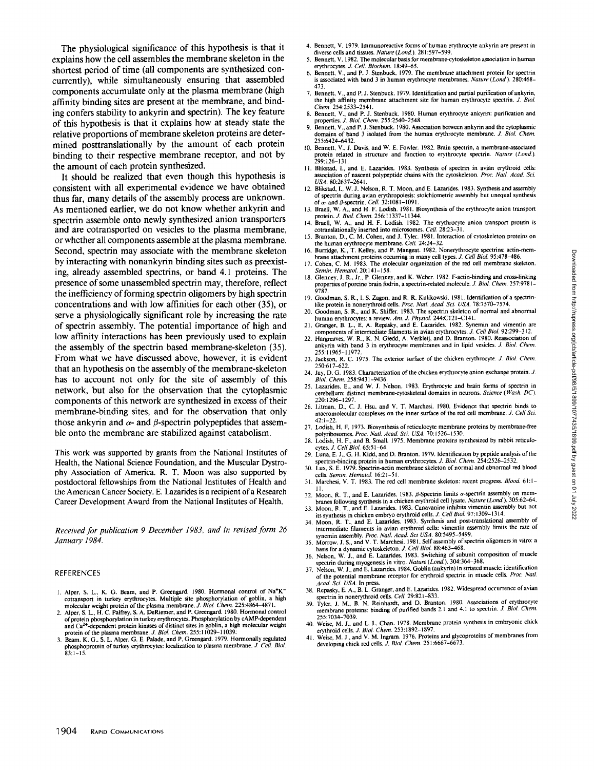The physiological significance of this hypothesis is that it explains how the cell assembles the membrane skeleton in the shortest period of time (all components are synthesized concurrently), while simultaneously ensuring that assembled components accumulate only at the plasma membrane (high affinity binding sites are present at the membrane, and binding confers stability to ankyrin and spectrin). The key feature of this hypothesis is that it explains how at steady state the relative proportions of membrane skeleton proteins are determined posttranslationally by the amount of each protein binding to their respective membrane receptor, and not by the amount of each protein synthesized.

It should be realized that even though this hypothesis is consistent with all experimental evidence we have obtained thus far, many details of the assembly process are unknown. As mentioned earlier, we do not know whether ankyrin and spectrin assemble onto newly synthesized anion transporters and are cotransported on vesicles to the plasma membrane, or whether all components assemble at the plasma membrane. Second, spectrin may associate with the membrane skeleton by interacting with nonankyrin binding sites such as preexisting, already assembled spectrins, or band 4.1 proteins. The presence of some unassembled spectrin may, therefore, reflect the inefficiency of forming spectrin oligomers by high spectrin concentrations and with low affinities for each other (35), or serve a physiologically significant role by increasing the rate of spectrin assembly. The potential importance of high and low affinity interactions has been previously used to explain the assembly of the spectrin based membrane-skeleton (35). From what we have discussed above, however, it is evident that an hypothesis on the assembly of the membrane-skeleton has to account not only for the site of assembly of this network, but also for the observation that the cytoplasmic components of this network are synthesized in excess of their membrane-binding sites, and for the observation that only those ankyrin and α- and β-spectrin polypeptides that assemble onto the membrane are stabilized against catabolism.

This work was supported by grants from the National Institutes of Health, the National Science Foundation, and the Muscular Dystrophy Association of America. R. T. Moon was also supported by postdoctoral fellowships from the National Institutes of Health and the American Cancer Society. E. Lazarides is a recipient of a Research Career Development Award from the National Institutes of Health.

*Received for publication 9 December 1983, and in revised form 26 January 1984.*

## REFERENCES

1. Alper, S. L., K. G. Beam, and P. Greengard. 1980. Hormonal control of $Na^+K^-$ cotransport in turkey erythrocytes. Multiple site phosphorylation of goblin, a high molecular weight protein of the plasma membrane. *J. Biol. Chem.* 225:4864–4871.
2. Alper, S. L., H. C. Palfrey, S. A. DeRiemer, and P. Greengard. 1980. Hormonal control of protein phosphorylation in turkey erythrocytes. Phosphorylation by cAMP-dependent and $Ca^{2+}$-dependent protein kinases of distinct sites in goblin, a high molecular weight protein of the plasma membrane. *J. Biol. Chem.* 255:11029–11039.
3. Beam, K. G., S. L. Alper, G. E. Palade, and P. Greengard. 1979. Hormonally regulated phosphoprotein of turkey erythrocytes: localization to plasma membrane. *J. Cell. Biol.* 83:1–15.
4. Bennett, V. 1979. Immunoreactive forms of human erythrocyte ankyrin are present in diverse cells and tissues. *Nature (Lond.).* 281:597–599.
5. Bennett, V. 1982. The molecular basis for membrane-cytoskeleton association in human erythrocytes. *J. Cell. Biochem.* 18:49–65.
6. Bennett, V., and P. J. Stenbuck. 1979. The membrane attachment protein for spectrin is associated with band 3 in human erythrocyte membranes. *Nature (Lond.).* 280:468–473.
7. Bennett, V., and P. J. Stenbuck. 1979. Identification and partial purification of ankyrin, the high affinity membrane attachment site for human erythrocyte spectrin. *J. Biol. Chem.* 254:2533–2541.
8. Bennett, V., and P. J. Stenbuck. 1980. Human erythrocyte ankyrin: purification and properties. *J. Biol. Chem.* 255:2540–2548.
9. Bennett, V., and P. J. Stenbuck. 1980. Association between ankyrin and the cytoplasmic domains of band 3 isolated from the human erythrocyte membrane. *J. Biol. Chem.* 255:6424–6432.
10. Bennett, V., J. Davis, and W. E. Fowler. 1982. Brain spectrin, a membrane-associated protein related in structure and function to erythrocyte spectrin. *Nature (Lond.).* 299:126–131.
11. Blikstad, I., and E. Lazarides. 1983. Synthesis of spectrin in avian erythroid cells: association of nascent polypeptide chains with the cytoskeleton. *Proc. Natl. Acad. Sci. USA.* 80:2637–2641.
12. Blikstad, I., W. J. Nelson, R. T. Moon, and E. Lazarides. 1983. Synthesis and assembly of spectrin during avian erythropoiesis: stoichiometric assembly but unequal synthesis of α- and β-spectrin. *Cell.* 32:1081–1091.
13. Braell, W. A., and H. F. Lodish. 1981. Biosynthesis of the erythrocyte anion transport protein. *J. Biol. Chem.* 256:11337–11344.
14. Braell, W. A., and H. F. Lodish. 1982. The erythrocyte anion transport protein is cotranslationally inserted into microsomes. *Cell.* 28:23–31.
15. Branton, D., C. M. Cohen, and J. Tyler. 1981. Interaction of cytoskeleton proteins on the human erythrocyte membrane. *Cell.* 24:24–32.
16. Burridge, K., T. Kelley, and P. Mangeat. 1982. Nonerythrocyte spectrins: actin-membrane attachment proteins occurring in many cell types. *J. Cell Biol.* 95:478–486.
17. Cohen, C. M. 1983. The molecular organization of the red cell membrane skeleton. *Semin. Hematol.* 20:141–158.
18. Glenney, J. R., Jr., P. Glenney, and K. Weber. 1982. F-actin-binding and cross-linking properties of porcine brain fodrin, a spectrin-related molecule. *J. Biol. Chem.* 257:9781–9787.
19. Goodman, S. R., I. S. Zagon, and R. R. Kulikowski. 1981. Identification of a spectrin-like protein in nonerythroid cells. *Proc. Natl. Acad. Sci. USA.* 78:7570–7574.
20. Goodman, S. R., and K. Shiffer. 1983. The spectrin skeleton of normal and abnormal human erythrocytes: a review. *Am. J. Physiol.* 244:C121–C141.
21. Granger, B. L., E. A. Repasky, and E. Lazarides. 1982. Synemin and vimentin are components of intermediate filaments in avian erythrocytes. *J. Cell Biol.* 92:299–312.
22. Hargreaves, W. R., K. N. Giedd, A. Verkleij, and D. Branton. 1980. Reassociation of ankyrin with band 3 in erythrocyte membranes and in lipid vesicles. *J. Biol. Chem.* 255:11965–11972.
23. Jackson, R. C. 1975. The exterior surface of the chicken erythrocyte. *J. Biol. Chem.* 250:617–622.
24. Jay, D. G. 1983. Characterization of the chicken erythrocyte anion exchange protein. *J. Biol. Chem.* 258:9431–9436.
25. Lazarides, E., and W. J. Nelson. 1983. Erythrocyte and brain forms of spectrin in cerebellum: distinct membrane-cytoskeletal domains in neurons. *Science (Wash. DC).* 220:1296–1297.
26. Litman, D., C. J. Hsu, and V. T. Marchesi. 1980. Evidence that spectrin binds to macromolecular complexes on the inner surface of the red cell membrane. *J. Cell Sci.* 42:1–22.
27. Lodish, H. F. 1973. Biosynthesis of reticulocyte membrane proteins by membrane-free polyribosomes. *Proc. Natl. Acad. Sci. USA.* 70:1526–1530.
28. Lodish, H. F., and B. Small. 1975. Membrane proteins synthesized by rabbit reticulocytes. *J. Cell Biol.* 65:51–64.
29. Luna, E. J., G. H. Kidd, and D. Branton. 1979. Identification by peptide analysis of the spectrin-binding protein in human erythrocytes. *J. Biol. Chem.* 254:2526–2532.
30. Lux, S. E. 1979. Spectrin-actin membrane skeleton of normal and abnormal red blood cells. *Semin. Hematol.* 16:21–51.
31. Marchesi, V. T. 1983. The red cell membrane skeleton: recent progress. *Blood.* 61:1–11.
32. Moon, R. T., and E. Lazarides. 1983. β-Spectrin limits α-spectrin assembly on membranes following synthesis in a chicken erythroid cell lysate. *Nature (Lond.).* 305:62–64.
33. Moon, R. T., and E. Lazarides. 1983. Canavanine inhibits vimentin assembly but not its synthesis in chicken embryo erythroid cells. *J. Cell Biol.* 97:1309–1314.
34. Moon, R. T., and E. Lazarides. 1983. Synthesis and post-translational assembly of intermediate filaments in avian erythroid cells: vimentin assembly limits the rate of synemin assembly. *Proc. Natl. Acad. Sci USA.* 80:5495–5499.
35. Morrow, J. S., and V. T. Marchesi. 1981. Self assembly of spectrin oligomers in vitro: a basis for a dynamic cytoskeleton. *J. Cell Biol.* 88:463–468.
36. Nelson, W. J., and E. Lazarides. 1983. Switching of subunit composition of muscle spectrin during myogenesis in vitro. *Nature (Lond.).* 304:364–368.
37. Nelson, W. J., and E. Lazarides. 1984. Goblin (ankyrin) in striated muscle: identification of the potential membrane receptor for erythroid spectrin in muscle cells. *Proc. Natl. Acad. Sci. USA.* In press.
38. Repasky, E. A., B. L. Granger, and E. Lazarides. 1982. Widespread occurrence of avian spectrin in nonerythroid cells. *Cell.* 29:821–833.
39. Tyler, J. M., B. N. Reinhardt, and D. Branton. 1980. Associations of erythrocyte membrane proteins: binding of purified bands 2.1 and 4.1 to spectrin. *J. Biol. Chem.* 255:7034–7039.
40. Weise, M. J., and L. L. Chan. 1978. Membrane protein synthesis in embryonic chick erythroid cells. *J. Biol. Chem.* 253:1892–1897.
41. Weise, M. J., and V. M. Ingram. 1976. Proteins and glycoproteins of membranes from developing chick red cells. *J. Biol. Chem.* 251:6667–6673.